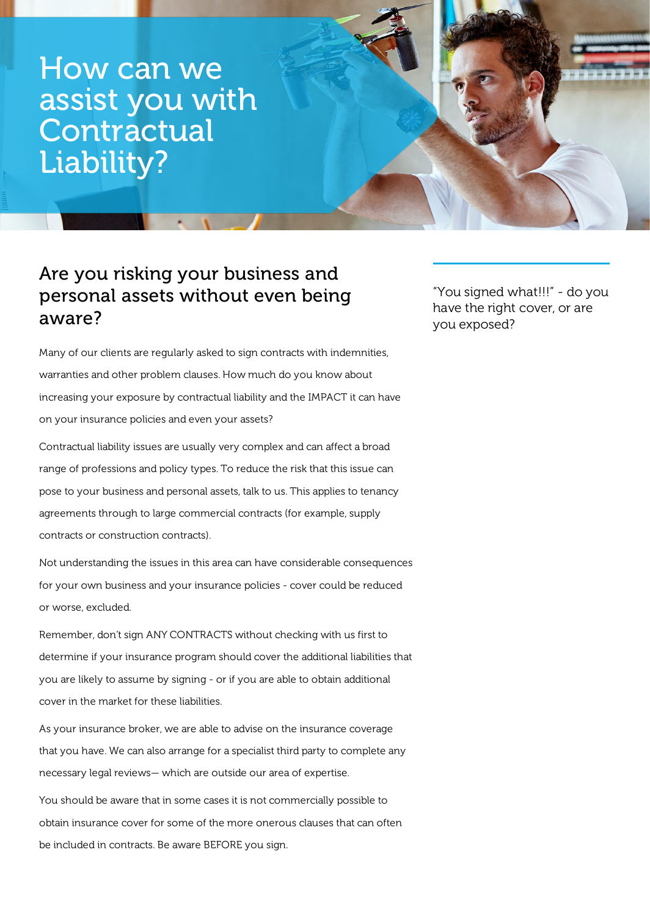# How can we assist you with Contractual Liability?

## Are you risking your business and personal assets without even being aware?

"You signed what!!!" - do you have the right cover, or are you exposed?

Many of our clients are regularly asked to sign contracts with indemnities, warranties and other problem clauses. How much do you know about increasing your exposure by contractual liability and the IMPACT it can have on your insurance policies and even your assets?

Contractual liability issues are usually very complex and can affect a broad range of professions and policy types. To reduce the risk that this issue can pose to your business and personal assets, talk to us. This applies to tenancy agreements through to large commercial contracts (for example, supply contracts or construction contracts).

Not understanding the issues in this area can have considerable consequences for your own business and your insurance policies - cover could be reduced or worse, excluded.

Remember, don't sign ANY CONTRACTS without checking with us first to determine if your insurance program should cover the additional liabilities that you are likely to assume by signing - or if you are able to obtain additional cover in the market for these liabilities.

As your insurance broker, we are able to advise on the insurance coverage that you have. We can also arrange for a specialist third party to complete any necessary legal reviews— which are outside our area of expertise.

You should be aware that in some cases it is not commercially possible to obtain insurance cover for some of the more onerous clauses that can often be included in contracts. Be aware BEFORE you sign.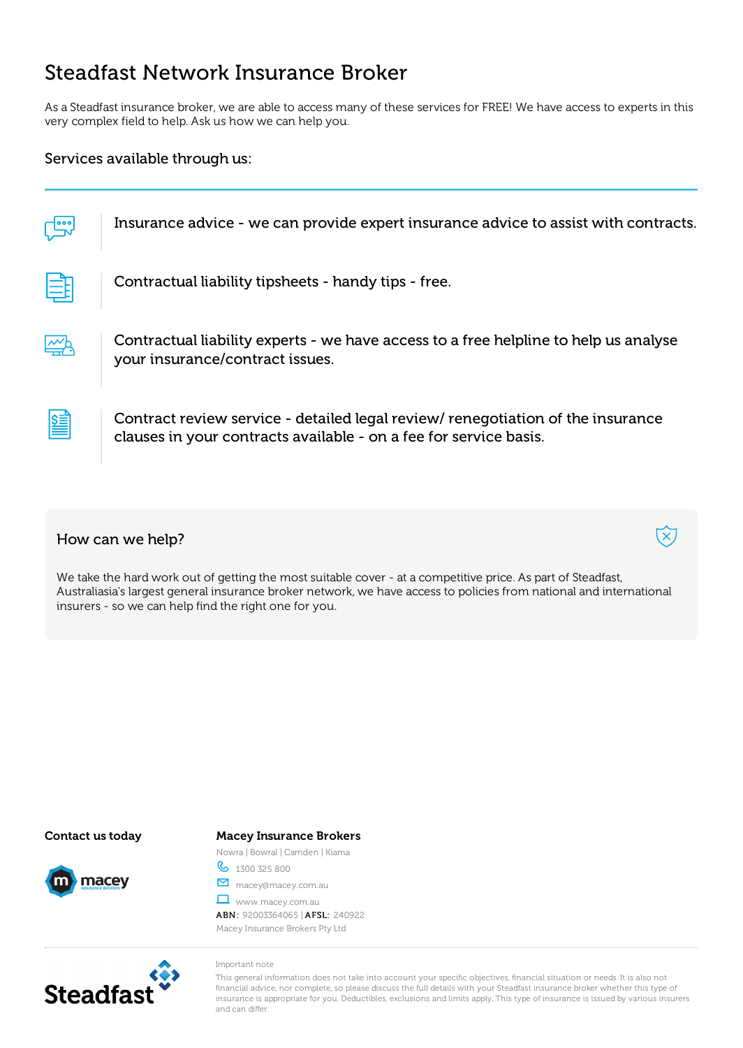# Steadfast Network Insurance Broker

As a Steadfast insurance broker, we are able to access many of these services for FREE! We have access to experts in this very complex field to help. Ask us how we can help you.

## Services available through us:

- Insurance advice - we can provide expert insurance advice to assist with contracts.
- Contractual liability tipsheets - handy tips - free.
- Contractual liability experts - we have access to a free helpline to help us analyse your insurance/contract issues.
- Contract review service - detailed legal review/ renegotiation of the insurance clauses in your contracts available - on a fee for service basis.

## How can we help?

We take the hard work out of getting the most suitable cover - at a competitive price. As part of Steadfast, Australiasia's largest general insurance broker network, we have access to policies from national and international insurers - so we can help find the right one for you.

**Contact us today**

**Macey Insurance Brokers**

Nowra | Bowral | Camden | Kiama

1300 325 800

macey@macey.com.au

www.macey.com.au

**ABN:** 92003364065 | **AFSL:** 240922

Macey Insurance Brokers Pty Ltd

Important note

This general information does not take into account your specific objectives, financial situation or needs. It is also not financial advice, nor complete, so please discuss the full details with your Steadfast insurance broker whether this type of insurance is appropriate for you. Deductibles, exclusions and limits apply. This type of insurance is issued by various insurers and can differ.